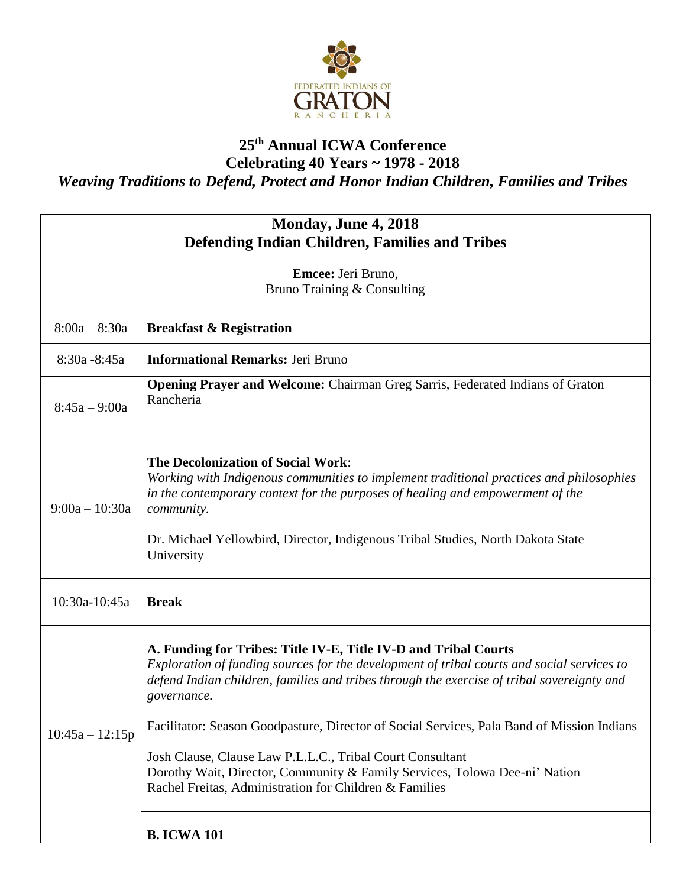FEDERATED INDIANS OF GRATON RANCHERIA

# 25th Annual ICWA Conference
## Celebrating 40 Years ~ 1978 - 2018
### *Weaving Traditions to Defend, Protect and Honor Indian Children, Families and Tribes*

| **Monday, June 4, 2018**<br>**Defending Indian Children, Families and Tribes**<br><br>**Emcee:** Jeri Bruno,<br>Bruno Training & Consulting | |
|---|---|
| 8:00a – 8:30a | **Breakfast & Registration** |
| 8:30a -8:45a | **Informational Remarks:** Jeri Bruno |
| 8:45a – 9:00a | **Opening Prayer and Welcome:** Chairman Greg Sarris, Federated Indians of Graton Rancheria |
| 9:00a – 10:30a | **The Decolonization of Social Work**:<br>*Working with Indigenous communities to implement traditional practices and philosophies in the contemporary context for the purposes of healing and empowerment of the community.*<br><br>Dr. Michael Yellowbird, Director, Indigenous Tribal Studies, North Dakota State University |
| 10:30a-10:45a | **Break** |
| 10:45a – 12:15p | **A. Funding for Tribes: Title IV-E, Title IV-D and Tribal Courts**<br>*Exploration of funding sources for the development of tribal courts and social services to defend Indian children, families and tribes through the exercise of tribal sovereignty and governance.*<br><br>Facilitator: Season Goodpasture, Director of Social Services, Pala Band of Mission Indians<br><br>Josh Clause, Clause Law P.L.L.C., Tribal Court Consultant<br>Dorothy Wait, Director, Community & Family Services, Tolowa Dee-ni' Nation<br>Rachel Freitas, Administration for Children & Families |
| | **B. ICWA 101** |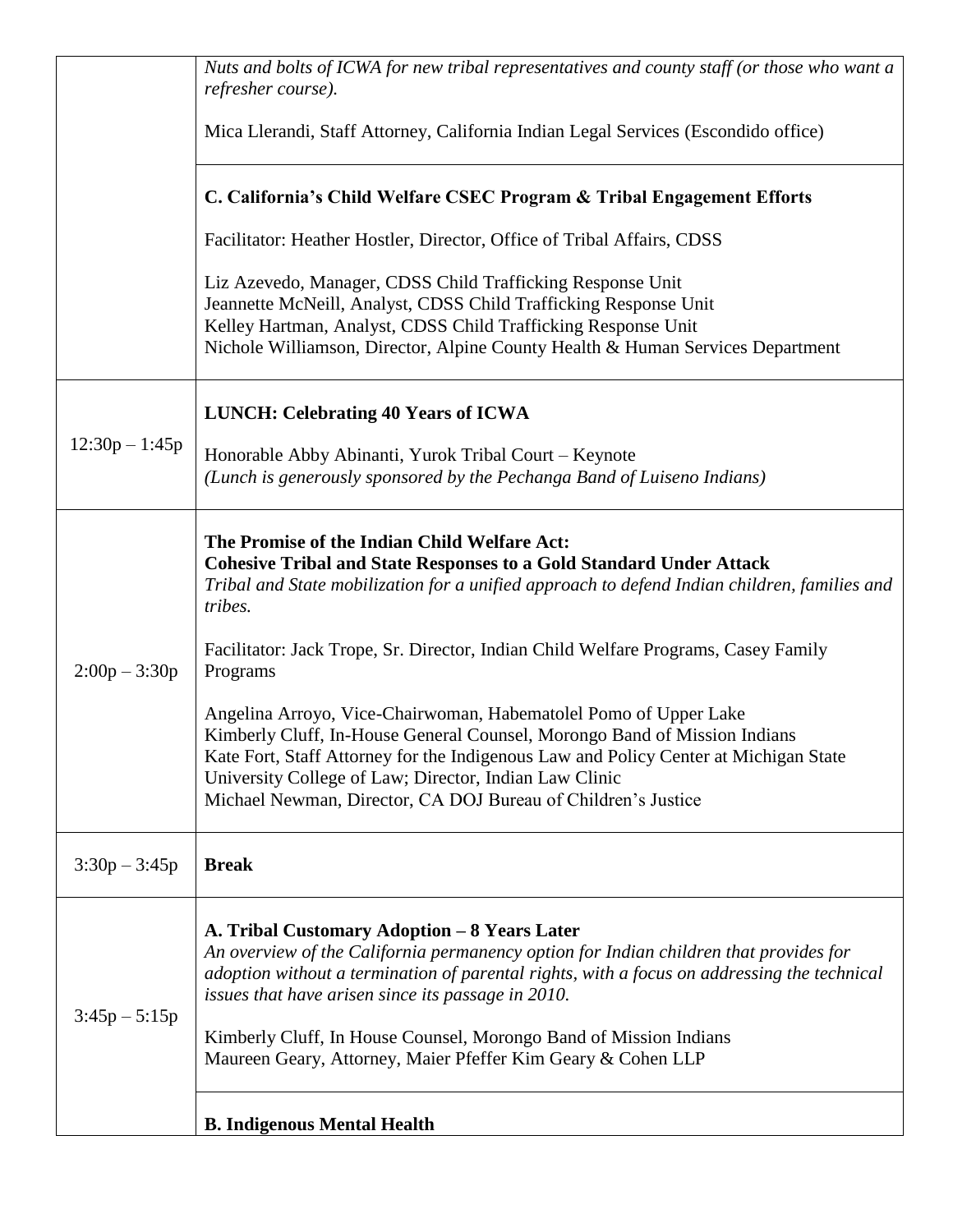| | |
|---|---|
| | *Nuts and bolts of ICWA for new tribal representatives and county staff (or those who want a refresher course).*<br><br>Mica Llerandi, Staff Attorney, California Indian Legal Services (Escondido office) |
| | **C. California's Child Welfare CSEC Program & Tribal Engagement Efforts**<br><br>Facilitator: Heather Hostler, Director, Office of Tribal Affairs, CDSS<br><br>Liz Azevedo, Manager, CDSS Child Trafficking Response Unit<br>Jeannette McNeill, Analyst, CDSS Child Trafficking Response Unit<br>Kelley Hartman, Analyst, CDSS Child Trafficking Response Unit<br>Nichole Williamson, Director, Alpine County Health & Human Services Department |
| 12:30p – 1:45p | **LUNCH: Celebrating 40 Years of ICWA**<br><br>Honorable Abby Abinanti, Yurok Tribal Court – Keynote<br>*(Lunch is generously sponsored by the Pechanga Band of Luiseno Indians)* |
| 2:00p – 3:30p | **The Promise of the Indian Child Welfare Act:**<br>**Cohesive Tribal and State Responses to a Gold Standard Under Attack**<br>*Tribal and State mobilization for a unified approach to defend Indian children, families and tribes.*<br><br>Facilitator: Jack Trope, Sr. Director, Indian Child Welfare Programs, Casey Family Programs<br><br>Angelina Arroyo, Vice-Chairwoman, Habematolel Pomo of Upper Lake<br>Kimberly Cluff, In-House General Counsel, Morongo Band of Mission Indians<br>Kate Fort, Staff Attorney for the Indigenous Law and Policy Center at Michigan State University College of Law; Director, Indian Law Clinic<br>Michael Newman, Director, CA DOJ Bureau of Children's Justice |
| 3:30p – 3:45p | **Break** |
| 3:45p – 5:15p | **A. Tribal Customary Adoption – 8 Years Later**<br>*An overview of the California permanency option for Indian children that provides for adoption without a termination of parental rights, with a focus on addressing the technical issues that have arisen since its passage in 2010.*<br><br>Kimberly Cluff, In House Counsel, Morongo Band of Mission Indians<br>Maureen Geary, Attorney, Maier Pfeffer Kim Geary & Cohen LLP |
| | **B. Indigenous Mental Health** |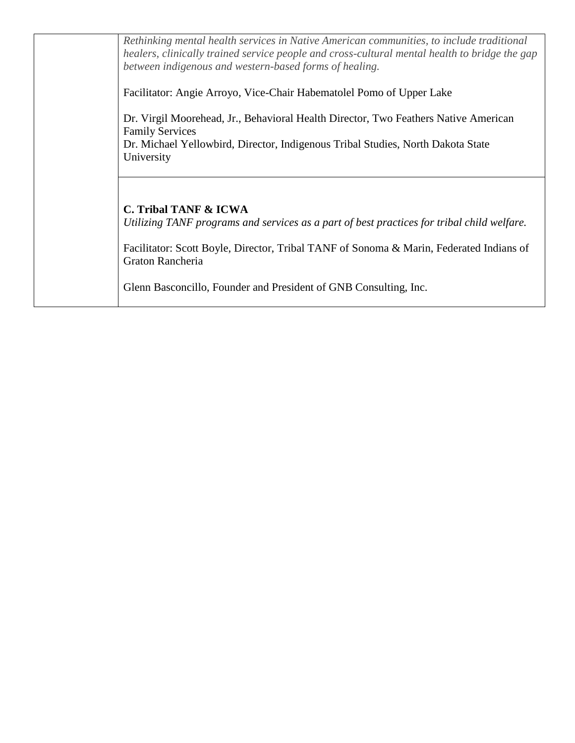| | |
|---|---|
| | *Rethinking mental health services in Native American communities, to include traditional healers, clinically trained service people and cross-cultural mental health to bridge the gap between indigenous and western-based forms of healing.*<br><br>Facilitator: Angie Arroyo, Vice-Chair Habematolel Pomo of Upper Lake<br><br>Dr. Virgil Moorehead, Jr., Behavioral Health Director, Two Feathers Native American Family Services<br>Dr. Michael Yellowbird, Director, Indigenous Tribal Studies, North Dakota State University |
| | **C. Tribal TANF & ICWA**<br>*Utilizing TANF programs and services as a part of best practices for tribal child welfare.*<br><br>Facilitator: Scott Boyle, Director, Tribal TANF of Sonoma & Marin, Federated Indians of Graton Rancheria<br><br>Glenn Basconcillo, Founder and President of GNB Consulting, Inc. |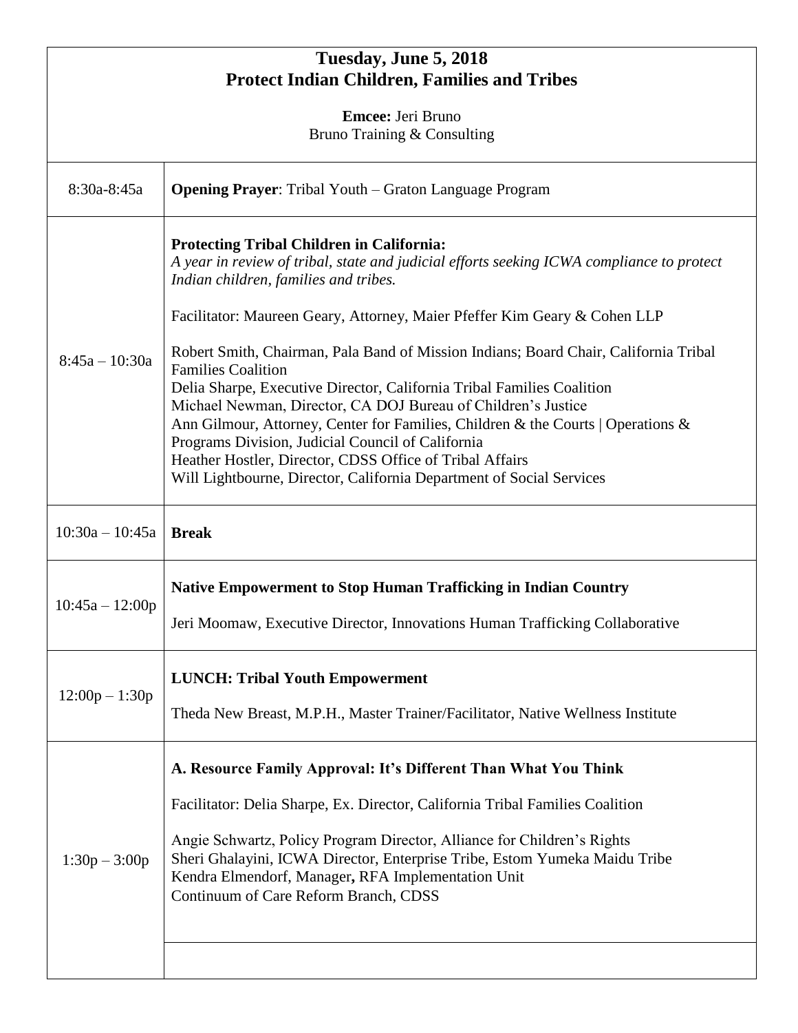# Tuesday, June 5, 2018
## Protect Indian Children, Families and Tribes

**Emcee:** Jeri Bruno
Bruno Training & Consulting

| Time | Session |
|---|---|
| 8:30a-8:45a | **Opening Prayer**: Tribal Youth – Graton Language Program |
| 8:45a – 10:30a | **Protecting Tribal Children in California:** *A year in review of tribal, state and judicial efforts seeking ICWA compliance to protect Indian children, families and tribes.*<br><br>Facilitator: Maureen Geary, Attorney, Maier Pfeffer Kim Geary & Cohen LLP<br><br>Robert Smith, Chairman, Pala Band of Mission Indians; Board Chair, California Tribal Families Coalition<br>Delia Sharpe, Executive Director, California Tribal Families Coalition<br>Michael Newman, Director, CA DOJ Bureau of Children's Justice<br>Ann Gilmour, Attorney, Center for Families, Children & the Courts \| Operations & Programs Division, Judicial Council of California<br>Heather Hostler, Director, CDSS Office of Tribal Affairs<br>Will Lightbourne, Director, California Department of Social Services |
| 10:30a – 10:45a | **Break** |
| 10:45a – 12:00p | **Native Empowerment to Stop Human Trafficking in Indian Country**<br><br>Jeri Moomaw, Executive Director, Innovations Human Trafficking Collaborative |
| 12:00p – 1:30p | **LUNCH: Tribal Youth Empowerment**<br><br>Theda New Breast, M.P.H., Master Trainer/Facilitator, Native Wellness Institute |
| 1:30p – 3:00p | **A. Resource Family Approval: It's Different Than What You Think**<br><br>Facilitator: Delia Sharpe, Ex. Director, California Tribal Families Coalition<br><br>Angie Schwartz, Policy Program Director, Alliance for Children's Rights<br>Sheri Ghalayini, ICWA Director, Enterprise Tribe, Estom Yumeka Maidu Tribe<br>Kendra Elmendorf, Manager**,** RFA Implementation Unit<br>Continuum of Care Reform Branch, CDSS |
| | |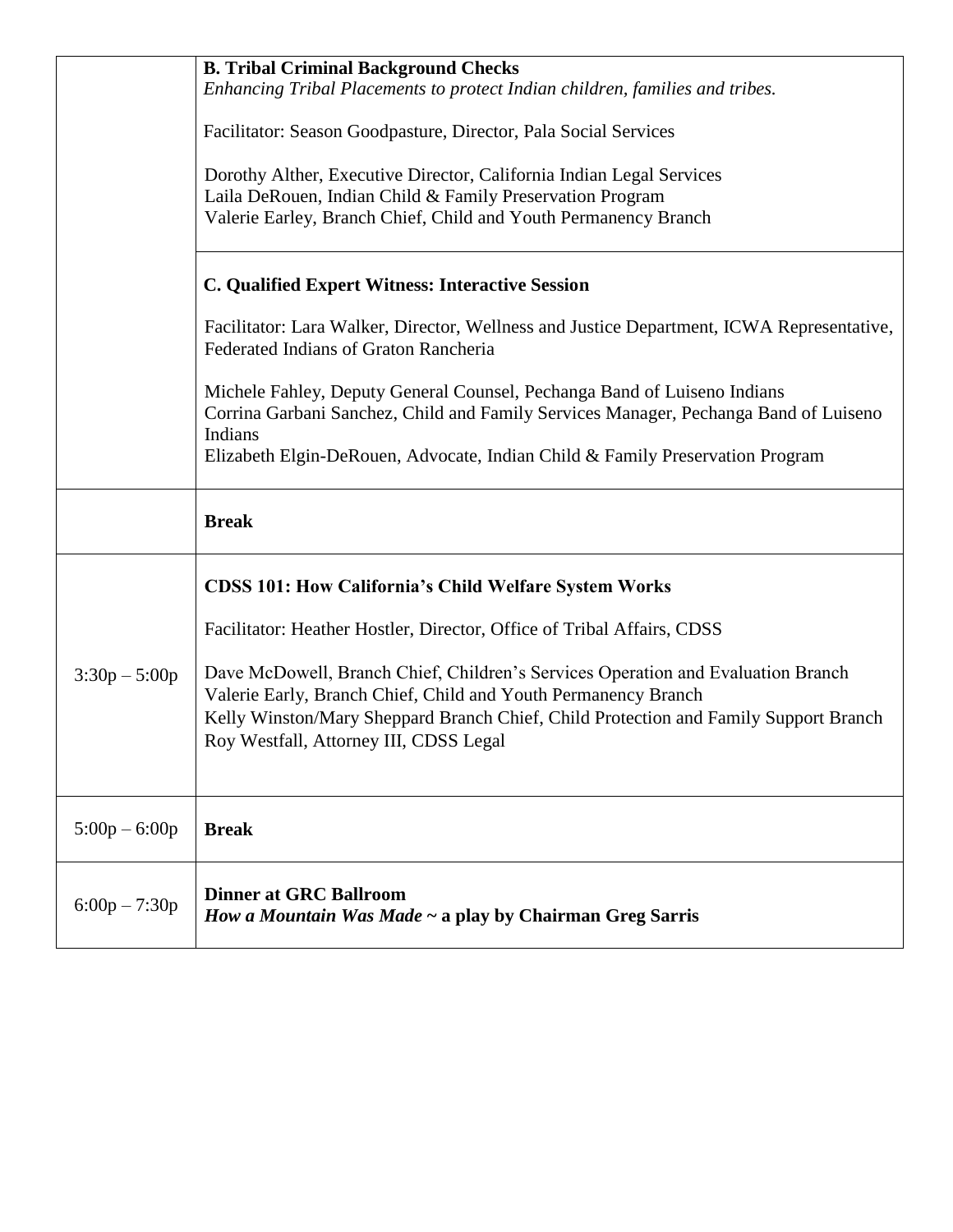| | |
|---|---|
| | **B. Tribal Criminal Background Checks**<br>*Enhancing Tribal Placements to protect Indian children, families and tribes.*<br><br>Facilitator: Season Goodpasture, Director, Pala Social Services<br><br>Dorothy Alther, Executive Director, California Indian Legal Services<br>Laila DeRouen, Indian Child & Family Preservation Program<br>Valerie Earley, Branch Chief, Child and Youth Permanency Branch |
| | **C. Qualified Expert Witness: Interactive Session**<br><br>Facilitator: Lara Walker, Director, Wellness and Justice Department, ICWA Representative, Federated Indians of Graton Rancheria<br><br>Michele Fahley, Deputy General Counsel, Pechanga Band of Luiseno Indians<br>Corrina Garbani Sanchez, Child and Family Services Manager, Pechanga Band of Luiseno Indians<br>Elizabeth Elgin-DeRouen, Advocate, Indian Child & Family Preservation Program |
| | **Break** |
| 3:30p – 5:00p | **CDSS 101: How California's Child Welfare System Works**<br><br>Facilitator: Heather Hostler, Director, Office of Tribal Affairs, CDSS<br><br>Dave McDowell, Branch Chief, Children's Services Operation and Evaluation Branch<br>Valerie Early, Branch Chief, Child and Youth Permanency Branch<br>Kelly Winston/Mary Sheppard Branch Chief, Child Protection and Family Support Branch<br>Roy Westfall, Attorney III, CDSS Legal |
| 5:00p – 6:00p | **Break** |
| 6:00p – 7:30p | **Dinner at GRC Ballroom**<br>***How a Mountain Was Made* ~ a play by Chairman Greg Sarris** |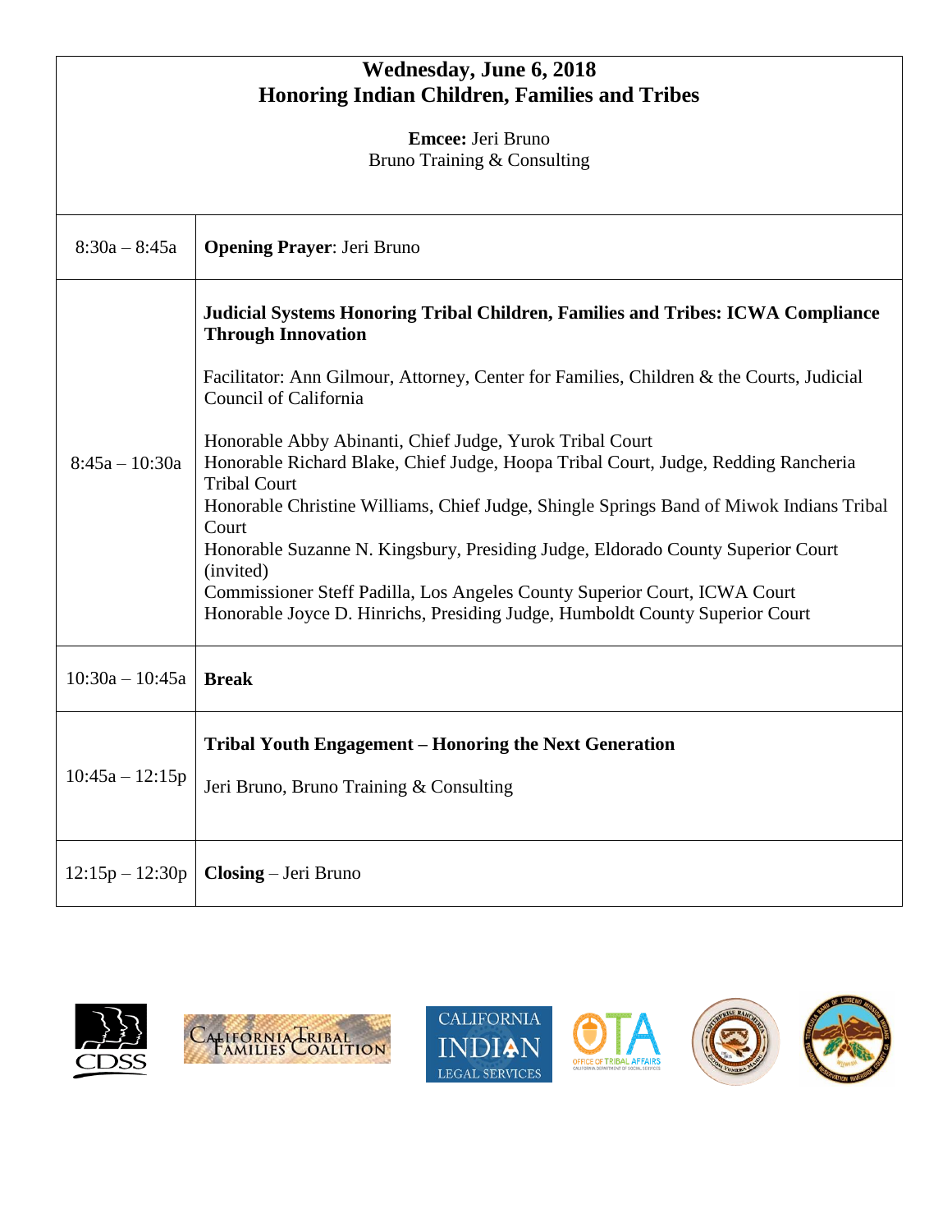## Wednesday, June 6, 2018
## Honoring Indian Children, Families and Tribes

**Emcee:** Jeri Bruno
Bruno Training & Consulting

| | |
|---|---|
| 8:30a – 8:45a | **Opening Prayer**: Jeri Bruno |
| 8:45a – 10:30a | **Judicial Systems Honoring Tribal Children, Families and Tribes: ICWA Compliance Through Innovation**<br><br>Facilitator: Ann Gilmour, Attorney, Center for Families, Children & the Courts, Judicial Council of California<br><br>Honorable Abby Abinanti, Chief Judge, Yurok Tribal Court<br>Honorable Richard Blake, Chief Judge, Hoopa Tribal Court, Judge, Redding Rancheria Tribal Court<br>Honorable Christine Williams, Chief Judge, Shingle Springs Band of Miwok Indians Tribal Court<br>Honorable Suzanne N. Kingsbury, Presiding Judge, Eldorado County Superior Court (invited)<br>Commissioner Steff Padilla, Los Angeles County Superior Court, ICWA Court<br>Honorable Joyce D. Hinrichs, Presiding Judge, Humboldt County Superior Court |
| 10:30a – 10:45a | **Break** |
| 10:45a – 12:15p | **Tribal Youth Engagement – Honoring the Next Generation**<br><br>Jeri Bruno, Bruno Training & Consulting |
| 12:15p – 12:30p | **Closing** – Jeri Bruno |

CDSS CALIFORNIA TRIBAL FAMILIES COALITION CALIFORNIA INDIAN LEGAL SERVICES OTA OFFICE OF TRIBAL AFFAIRS CALIFORNIA DEPARTMENT OF SOCIAL SERVICES